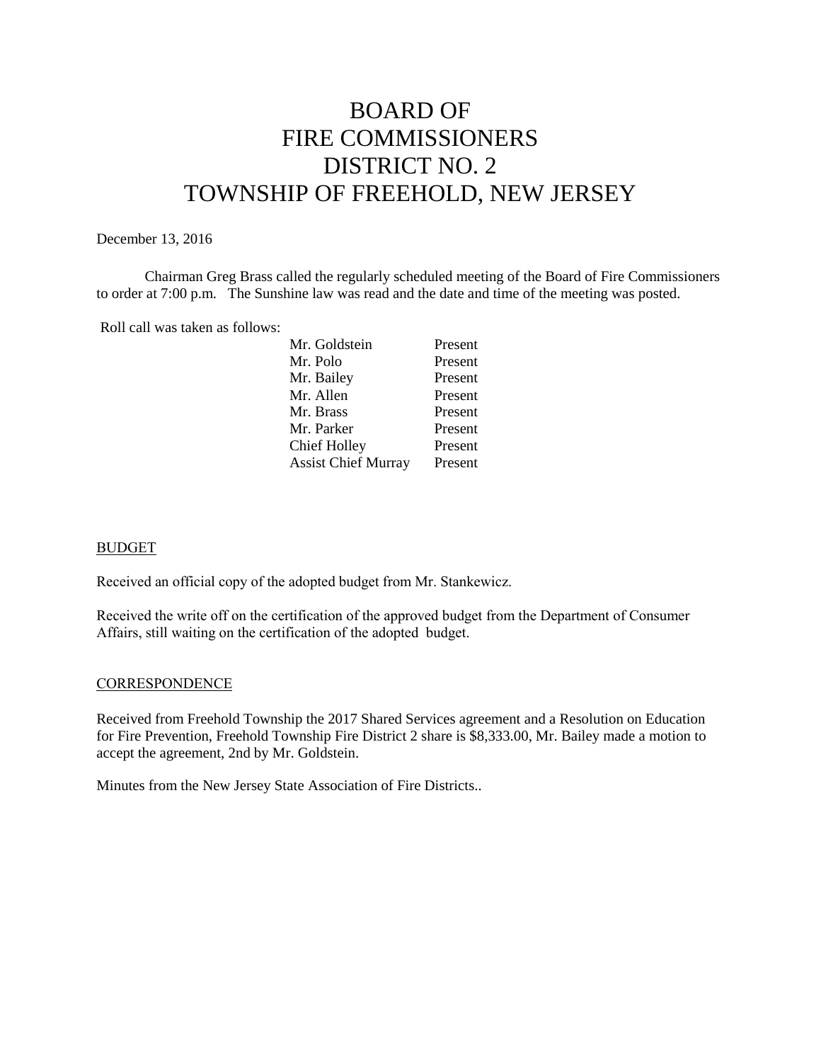# BOARD OF FIRE COMMISSIONERS DISTRICT NO. 2 TOWNSHIP OF FREEHOLD, NEW JERSEY

December 13, 2016

Chairman Greg Brass called the regularly scheduled meeting of the Board of Fire Commissioners to order at 7:00 p.m. The Sunshine law was read and the date and time of the meeting was posted.

Roll call was taken as follows:

| | |
|---|---|
| Mr. Goldstein | Present |
| Mr. Polo | Present |
| Mr. Bailey | Present |
| Mr. Allen | Present |
| Mr. Brass | Present |
| Mr. Parker | Present |
| Chief Holley | Present |
| Assist Chief Murray | Present |

## BUDGET

Received an official copy of the adopted budget from Mr. Stankewicz.

Received the write off on the certification of the approved budget from the Department of Consumer Affairs, still waiting on the certification of the adopted budget.

## CORRESPONDENCE

Received from Freehold Township the 2017 Shared Services agreement and a Resolution on Education for Fire Prevention, Freehold Township Fire District 2 share is $8,333.00, Mr. Bailey made a motion to accept the agreement, 2nd by Mr. Goldstein.

Minutes from the New Jersey State Association of Fire Districts..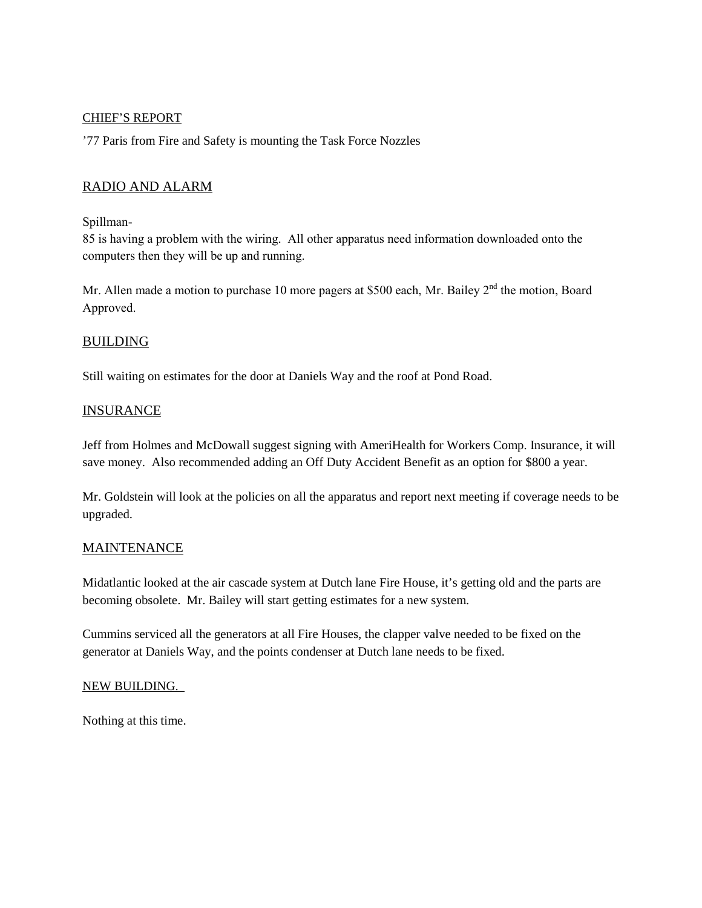## CHIEF'S REPORT

'77 Paris from Fire and Safety is mounting the Task Force Nozzles

## RADIO AND ALARM

Spillman-

85 is having a problem with the wiring. All other apparatus need information downloaded onto the computers then they will be up and running.

Mr. Allen made a motion to purchase 10 more pagers at $500 each, Mr. Bailey 2nd the motion, Board Approved.

## BUILDING

Still waiting on estimates for the door at Daniels Way and the roof at Pond Road.

## INSURANCE

Jeff from Holmes and McDowall suggest signing with AmeriHealth for Workers Comp. Insurance, it will save money. Also recommended adding an Off Duty Accident Benefit as an option for $800 a year.

Mr. Goldstein will look at the policies on all the apparatus and report next meeting if coverage needs to be upgraded.

## MAINTENANCE

Midatlantic looked at the air cascade system at Dutch lane Fire House, it's getting old and the parts are becoming obsolete. Mr. Bailey will start getting estimates for a new system.

Cummins serviced all the generators at all Fire Houses, the clapper valve needed to be fixed on the generator at Daniels Way, and the points condenser at Dutch lane needs to be fixed.

## NEW BUILDING.

Nothing at this time.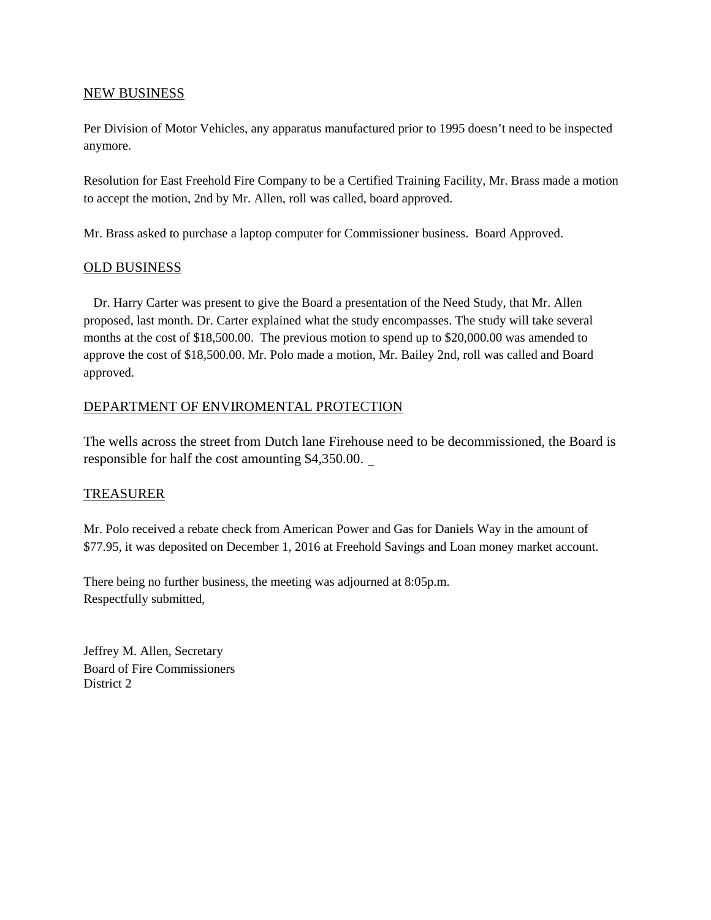## NEW BUSINESS

Per Division of Motor Vehicles, any apparatus manufactured prior to 1995 doesn't need to be inspected anymore.

Resolution for East Freehold Fire Company to be a Certified Training Facility, Mr. Brass made a motion to accept the motion, 2nd by Mr. Allen, roll was called, board approved.

Mr. Brass asked to purchase a laptop computer for Commissioner business. Board Approved.

## OLD BUSINESS

Dr. Harry Carter was present to give the Board a presentation of the Need Study, that Mr. Allen proposed, last month. Dr. Carter explained what the study encompasses. The study will take several months at the cost of $18,500.00. The previous motion to spend up to $20,000.00 was amended to approve the cost of $18,500.00. Mr. Polo made a motion, Mr. Bailey 2nd, roll was called and Board approved.

## DEPARTMENT OF ENVIROMENTAL PROTECTION

The wells across the street from Dutch lane Firehouse need to be decommissioned, the Board is responsible for half the cost amounting $4,350.00.

## TREASURER

Mr. Polo received a rebate check from American Power and Gas for Daniels Way in the amount of $77.95, it was deposited on December 1, 2016 at Freehold Savings and Loan money market account.

There being no further business, the meeting was adjourned at 8:05p.m.
Respectfully submitted,

Jeffrey M. Allen, Secretary
Board of Fire Commissioners
District 2